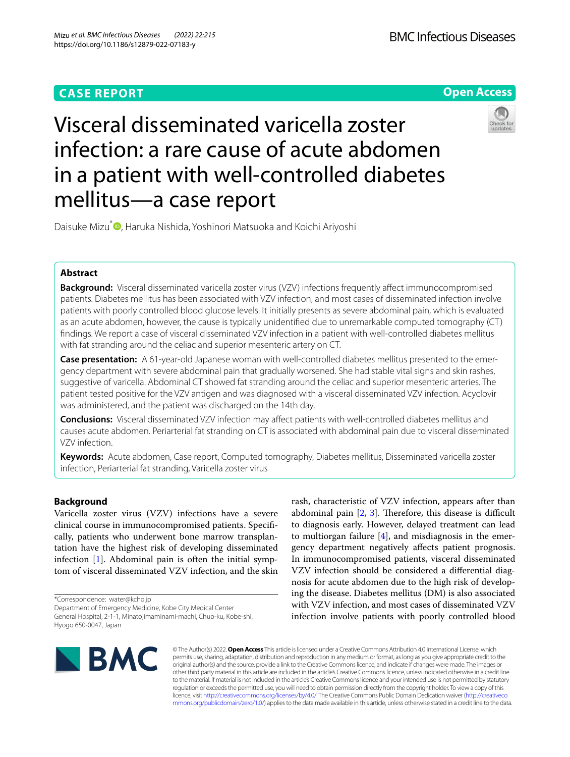CASE REPORT

Open Access

# Visceral disseminated varicella zoster infection: a rare cause of acute abdomen in a patient with well-controlled diabetes mellitus—a case report

Daisuke Mizu*, Haruka Nishida, Yoshinori Matsuoka and Koichi Ariyoshi

## Abstract

**Background:** Visceral disseminated varicella zoster virus (VZV) infections frequently affect immunocompromised patients. Diabetes mellitus has been associated with VZV infection, and most cases of disseminated infection involve patients with poorly controlled blood glucose levels. It initially presents as severe abdominal pain, which is evaluated as an acute abdomen, however, the cause is typically unidentified due to unremarkable computed tomography (CT) findings. We report a case of visceral disseminated VZV infection in a patient with well-controlled diabetes mellitus with fat stranding around the celiac and superior mesenteric artery on CT.

**Case presentation:** A 61-year-old Japanese woman with well-controlled diabetes mellitus presented to the emergency department with severe abdominal pain that gradually worsened. She had stable vital signs and skin rashes, suggestive of varicella. Abdominal CT showed fat stranding around the celiac and superior mesenteric arteries. The patient tested positive for the VZV antigen and was diagnosed with a visceral disseminated VZV infection. Acyclovir was administered, and the patient was discharged on the 14th day.

**Conclusions:** Visceral disseminated VZV infection may affect patients with well-controlled diabetes mellitus and causes acute abdomen. Periarterial fat stranding on CT is associated with abdominal pain due to visceral disseminated VZV infection.

**Keywords:** Acute abdomen, Case report, Computed tomography, Diabetes mellitus, Disseminated varicella zoster infection, Periarterial fat stranding, Varicella zoster virus

## Background

Varicella zoster virus (VZV) infections have a severe clinical course in immunocompromised patients. Specifically, patients who underwent bone marrow transplantation have the highest risk of developing disseminated infection [1]. Abdominal pain is often the initial symptom of visceral disseminated VZV infection, and the skin rash, characteristic of VZV infection, appears after than abdominal pain [2, 3]. Therefore, this disease is difficult to diagnosis early. However, delayed treatment can lead to multiorgan failure [4], and misdiagnosis in the emergency department negatively affects patient prognosis. In immunocompromised patients, visceral disseminated VZV infection should be considered a differential diagnosis for acute abdomen due to the high risk of developing the disease. Diabetes mellitus (DM) is also associated with VZV infection, and most cases of disseminated VZV infection involve patients with poorly controlled blood

*Correspondence: water@kcho.jp
Department of Emergency Medicine, Kobe City Medical Center General Hospital, 2-1-1, Minatojimaminami-machi, Chuo-ku, Kobe-shi, Hyogo 650-0047, Japan

© The Author(s) 2022. **Open Access** This article is licensed under a Creative Commons Attribution 4.0 International License, which permits use, sharing, adaptation, distribution and reproduction in any medium or format, as long as you give appropriate credit to the original author(s) and the source, provide a link to the Creative Commons licence, and indicate if changes were made. The images or other third party material in this article are included in the article's Creative Commons licence, unless indicated otherwise in a credit line to the material. If material is not included in the article's Creative Commons licence and your intended use is not permitted by statutory regulation or exceeds the permitted use, you will need to obtain permission directly from the copyright holder. To view a copy of this licence, visit http://creativecommons.org/licenses/by/4.0/. The Creative Commons Public Domain Dedication waiver (http://creativecommons.org/publicdomain/zero/1.0/) applies to the data made available in this article, unless otherwise stated in a credit line to the data.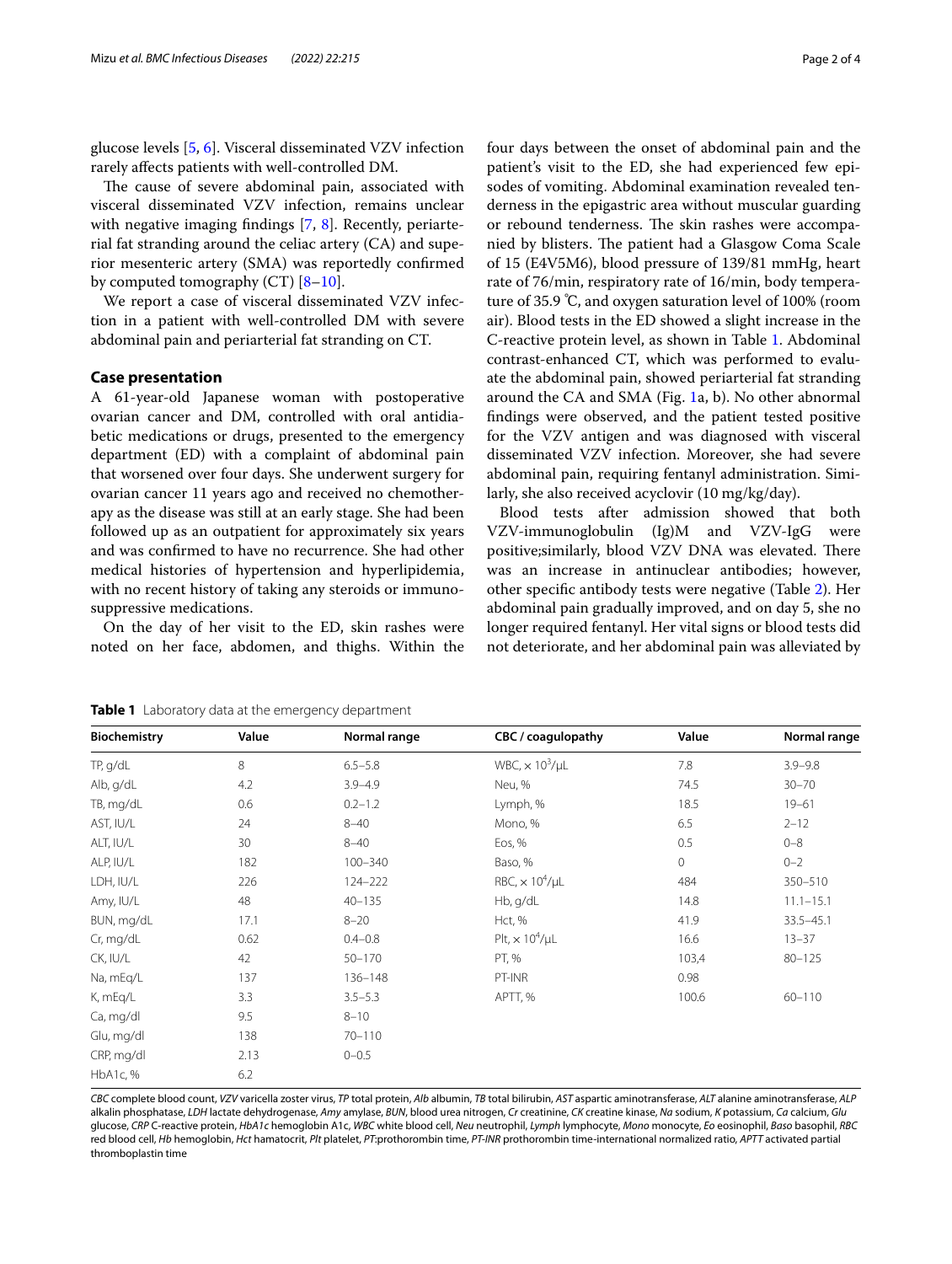glucose levels [5, 6]. Visceral disseminated VZV infection rarely affects patients with well-controlled DM.

The cause of severe abdominal pain, associated with visceral disseminated VZV infection, remains unclear with negative imaging findings [7, 8]. Recently, periarterial fat stranding around the celiac artery (CA) and superior mesenteric artery (SMA) was reportedly confirmed by computed tomography (CT) [8–10].

We report a case of visceral disseminated VZV infection in a patient with well-controlled DM with severe abdominal pain and periarterial fat stranding on CT.

## Case presentation

A 61-year-old Japanese woman with postoperative ovarian cancer and DM, controlled with oral antidiabetic medications or drugs, presented to the emergency department (ED) with a complaint of abdominal pain that worsened over four days. She underwent surgery for ovarian cancer 11 years ago and received no chemotherapy as the disease was still at an early stage. She had been followed up as an outpatient for approximately six years and was confirmed to have no recurrence. She had other medical histories of hypertension and hyperlipidemia, with no recent history of taking any steroids or immunosuppressive medications.

On the day of her visit to the ED, skin rashes were noted on her face, abdomen, and thighs. Within the four days between the onset of abdominal pain and the patient's visit to the ED, she had experienced few episodes of vomiting. Abdominal examination revealed tenderness in the epigastric area without muscular guarding or rebound tenderness. The skin rashes were accompanied by blisters. The patient had a Glasgow Coma Scale of 15 (E4V5M6), blood pressure of 139/81 mmHg, heart rate of 76/min, respiratory rate of 16/min, body temperature of 35.9 ℃, and oxygen saturation level of 100% (room air). Blood tests in the ED showed a slight increase in the C-reactive protein level, as shown in Table 1. Abdominal contrast-enhanced CT, which was performed to evaluate the abdominal pain, showed periarterial fat stranding around the CA and SMA (Fig. 1a, b). No other abnormal findings were observed, and the patient tested positive for the VZV antigen and was diagnosed with visceral disseminated VZV infection. Moreover, she had severe abdominal pain, requiring fentanyl administration. Similarly, she also received acyclovir (10 mg/kg/day).

Blood tests after admission showed that both VZV-immunoglobulin (Ig)M and VZV-IgG were positive;similarly, blood VZV DNA was elevated. There was an increase in antinuclear antibodies; however, other specific antibody tests were negative (Table 2). Her abdominal pain gradually improved, and on day 5, she no longer required fentanyl. Her vital signs or blood tests did not deteriorate, and her abdominal pain was alleviated by

**Table 1** Laboratory data at the emergency department

| Biochemistry | Value | Normal range | CBC / coagulopathy | Value | Normal range |
|---|---|---|---|---|---|
| TP, g/dL | 8 | 6.5–5.8 | WBC, × $10^3$/μL | 7.8 | 3.9–9.8 |
| Alb, g/dL | 4.2 | 3.9–4.9 | Neu, % | 74.5 | 30–70 |
| TB, mg/dL | 0.6 | 0.2–1.2 | Lymph, % | 18.5 | 19–61 |
| AST, IU/L | 24 | 8–40 | Mono, % | 6.5 | 2–12 |
| ALT, IU/L | 30 | 8–40 | Eos, % | 0.5 | 0–8 |
| ALP, IU/L | 182 | 100–340 | Baso, % | 0 | 0–2 |
| LDH, IU/L | 226 | 124–222 | RBC, × $10^4$/μL | 484 | 350–510 |
| Amy, IU/L | 48 | 40–135 | Hb, g/dL | 14.8 | 11.1–15.1 |
| BUN, mg/dL | 17.1 | 8–20 | Hct, % | 41.9 | 33.5–45.1 |
| Cr, mg/dL | 0.62 | 0.4–0.8 | Plt, × $10^4$/μL | 16.6 | 13–37 |
| CK, IU/L | 42 | 50–170 | PT, % | 103,4 | 80–125 |
| Na, mEq/L | 137 | 136–148 | PT-INR | 0.98 | |
| K, mEq/L | 3.3 | 3.5–5.3 | APTT, % | 100.6 | 60–110 |
| Ca, mg/dl | 9.5 | 8–10 | | | |
| Glu, mg/dl | 138 | 70–110 | | | |
| CRP, mg/dl | 2.13 | 0–0.5 | | | |
| HbA1c, % | 6.2 | | | | |

*CBC* complete blood count, *VZV* varicella zoster virus, *TP* total protein, *Alb* albumin, *TB* total bilirubin, *AST* aspartic aminotransferase, *ALT* alanine aminotransferase, *ALP* alkalin phosphatase, *LDH* lactate dehydrogenase, *Amy* amylase, *BUN*, blood urea nitrogen, *Cr* creatinine, *CK* creatine kinase, *Na* sodium, *K* potassium, *Ca* calcium, *Glu* glucose, *CRP* C-reactive protein, *HbA1c* hemoglobin A1c, *WBC* white blood cell, *Neu* neutrophil, *Lymph* lymphocyte, *Mono* monocyte, *Eo* eosinophil, *Baso* basophil, *RBC* red blood cell, *Hb* hemoglobin, *Hct* hamatocrit, *Plt* platelet, *PT*:prothorombin time, *PT-INR* prothorombin time-international normalized ratio, *APTT* activated partial thromboplastin time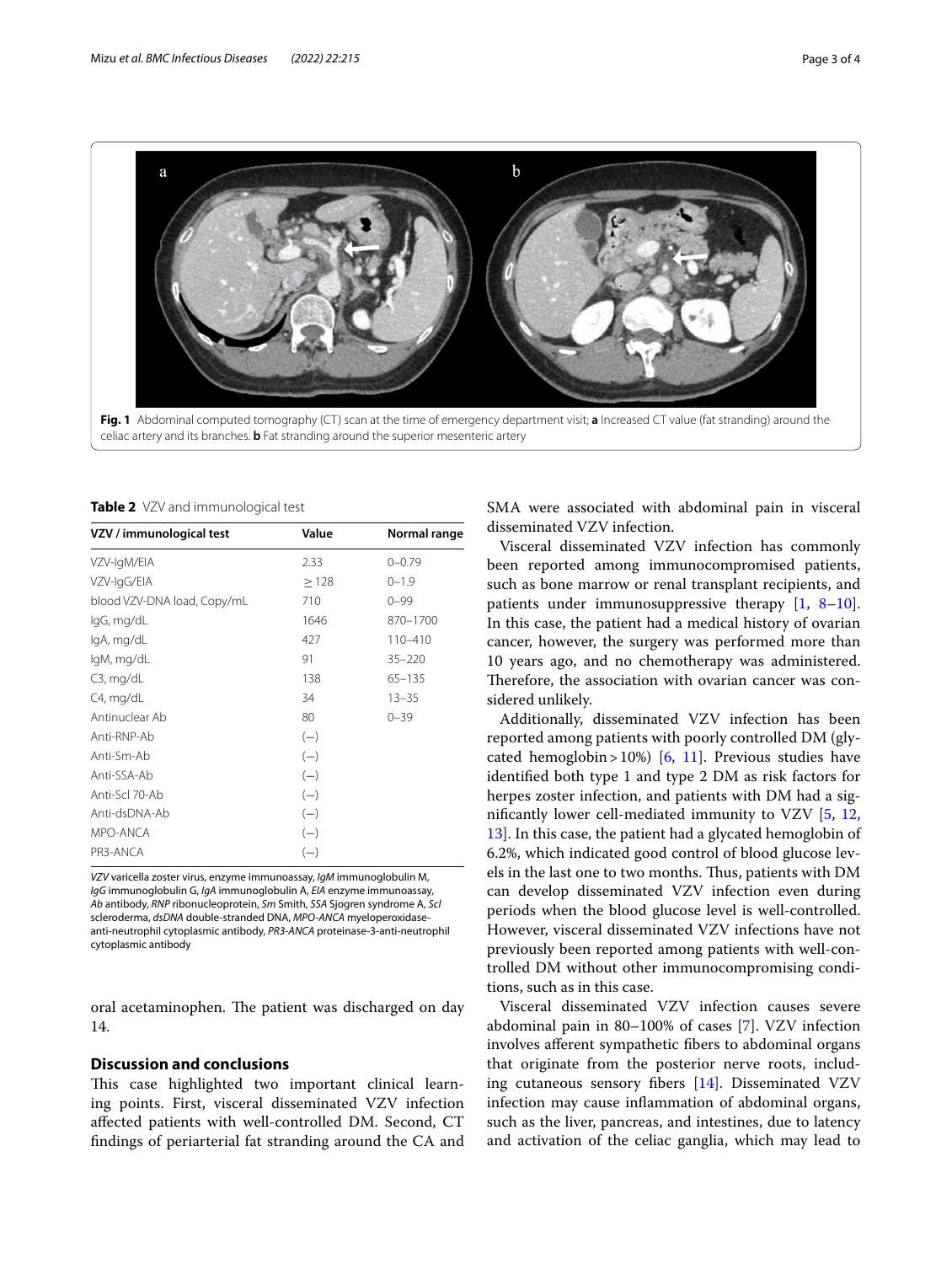**Fig. 1** Abdominal computed tomography (CT) scan at the time of emergency department visit; **a** Increased CT value (fat stranding) around the celiac artery and its branches. **b** Fat stranding around the superior mesenteric artery

**Table 2** VZV and immunological test

| VZV / immunological test | Value | Normal range |
|---|---|---|
| VZV-IgM/EIA | 2.33 | 0–0.79 |
| VZV-IgG/EIA | ≥ 128 | 0–1.9 |
| blood VZV-DNA load, Copy/mL | 710 | 0–99 |
| IgG, mg/dL | 1646 | 870–1700 |
| IgA, mg/dL | 427 | 110–410 |
| IgM, mg/dL | 91 | 35–220 |
| C3, mg/dL | 138 | 65–135 |
| C4, mg/dL | 34 | 13–35 |
| Antinuclear Ab | 80 | 0–39 |
| Anti-RNP-Ab | (−) | |
| Anti-Sm-Ab | (−) | |
| Anti-SSA-Ab | (−) | |
| Anti-Scl 70-Ab | (−) | |
| Anti-dsDNA-Ab | (−) | |
| MPO-ANCA | (−) | |
| PR3-ANCA | (−) | |

*VZV* varicella zoster virus, enzyme immunoassay, *IgM* immunoglobulin M, *IgG* immunoglobulin G, *IgA* immunoglobulin A, *EIA* enzyme immunoassay, *Ab* antibody, *RNP* ribonucleoprotein, *Sm* Smith, *SSA* Sjogren syndrome A, *Scl* scleroderma, *dsDNA* double-stranded DNA, *MPO-ANCA* myeloperoxidase-anti-neutrophil cytoplasmic antibody, *PR3-ANCA* proteinase-3-anti-neutrophil cytoplasmic antibody

oral acetaminophen. The patient was discharged on day 14.

## Discussion and conclusions

This case highlighted two important clinical learning points. First, visceral disseminated VZV infection affected patients with well-controlled DM. Second, CT findings of periarterial fat stranding around the CA and SMA were associated with abdominal pain in visceral disseminated VZV infection.

Visceral disseminated VZV infection has commonly been reported among immunocompromised patients, such as bone marrow or renal transplant recipients, and patients under immunosuppressive therapy [1, 8–10]. In this case, the patient had a medical history of ovarian cancer, however, the surgery was performed more than 10 years ago, and no chemotherapy was administered. Therefore, the association with ovarian cancer was considered unlikely.

Additionally, disseminated VZV infection has been reported among patients with poorly controlled DM (glycated hemoglobin > 10%) [6, 11]. Previous studies have identified both type 1 and type 2 DM as risk factors for herpes zoster infection, and patients with DM had a significantly lower cell-mediated immunity to VZV [5, 12, 13]. In this case, the patient had a glycated hemoglobin of 6.2%, which indicated good control of blood glucose levels in the last one to two months. Thus, patients with DM can develop disseminated VZV infection even during periods when the blood glucose level is well-controlled. However, visceral disseminated VZV infections have not previously been reported among patients with well-controlled DM without other immunocompromising conditions, such as in this case.

Visceral disseminated VZV infection causes severe abdominal pain in 80–100% of cases [7]. VZV infection involves afferent sympathetic fibers to abdominal organs that originate from the posterior nerve roots, including cutaneous sensory fibers [14]. Disseminated VZV infection may cause inflammation of abdominal organs, such as the liver, pancreas, and intestines, due to latency and activation of the celiac ganglia, which may lead to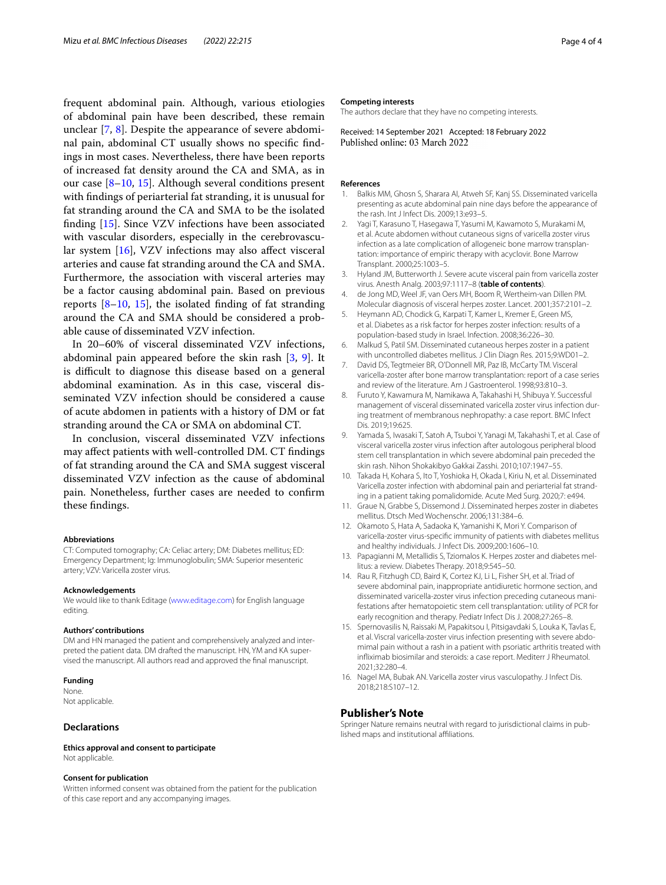frequent abdominal pain. Although, various etiologies of abdominal pain have been described, these remain unclear [7, 8]. Despite the appearance of severe abdominal pain, abdominal CT usually shows no specific findings in most cases. Nevertheless, there have been reports of increased fat density around the CA and SMA, as in our case [8–10, 15]. Although several conditions present with findings of periarterial fat stranding, it is unusual for fat stranding around the CA and SMA to be the isolated finding [15]. Since VZV infections have been associated with vascular disorders, especially in the cerebrovascular system [16], VZV infections may also affect visceral arteries and cause fat stranding around the CA and SMA. Furthermore, the association with visceral arteries may be a factor causing abdominal pain. Based on previous reports [8–10, 15], the isolated finding of fat stranding around the CA and SMA should be considered a probable cause of disseminated VZV infection.

In 20–60% of visceral disseminated VZV infections, abdominal pain appeared before the skin rash [3, 9]. It is difficult to diagnose this disease based on a general abdominal examination. As in this case, visceral disseminated VZV infection should be considered a cause of acute abdomen in patients with a history of DM or fat stranding around the CA or SMA on abdominal CT.

In conclusion, visceral disseminated VZV infections may affect patients with well-controlled DM. CT findings of fat stranding around the CA and SMA suggest visceral disseminated VZV infection as the cause of abdominal pain. Nonetheless, further cases are needed to confirm these findings.

#### Abbreviations

CT: Computed tomography; CA: Celiac artery; DM: Diabetes mellitus; ED: Emergency Department; Ig: Immunoglobulin; SMA: Superior mesenteric artery; VZV: Varicella zoster virus.

#### Acknowledgements

We would like to thank Editage (www.editage.com) for English language editing.

#### Authors' contributions

DM and HN managed the patient and comprehensively analyzed and interpreted the patient data. DM drafted the manuscript. HN, YM and KA supervised the manuscript. All authors read and approved the final manuscript.

#### Funding

None.
Not applicable.

## Declarations

#### Ethics approval and consent to participate

Not applicable.

#### Consent for publication

Written informed consent was obtained from the patient for the publication of this case report and any accompanying images.

#### Competing interests

The authors declare that they have no competing interests.

Received: 14 September 2021 Accepted: 18 February 2022
Published online: 03 March 2022

#### References

1. Balkis MM, Ghosn S, Sharara AI, Atweh SF, Kanj SS. Disseminated varicella presenting as acute abdominal pain nine days before the appearance of the rash. Int J Infect Dis. 2009;13:e93–5.
2. Yagi T, Karasuno T, Hasegawa T, Yasumi M, Kawamoto S, Murakami M, et al. Acute abdomen without cutaneous signs of varicella zoster virus infection as a late complication of allogeneic bone marrow transplantation: importance of empiric therapy with acyclovir. Bone Marrow Transplant. 2000;25:1003–5.
3. Hyland JM, Butterworth J. Severe acute visceral pain from varicella zoster virus. Anesth Analg. 2003;97:1117–8 (**table of contents**).
4. de Jong MD, Weel JF, van Oers MH, Boom R, Wertheim-van Dillen PM. Molecular diagnosis of visceral herpes zoster. Lancet. 2001;357:2101–2.
5. Heymann AD, Chodick G, Karpati T, Kamer L, Kremer E, Green MS, et al. Diabetes as a risk factor for herpes zoster infection: results of a population-based study in Israel. Infection. 2008;36:226–30.
6. Malkud S, Patil SM. Disseminated cutaneous herpes zoster in a patient with uncontrolled diabetes mellitus. J Clin Diagn Res. 2015;9:WD01–2.
7. David DS, Tegtmeier BR, O'Donnell MR, Paz IB, McCarty TM. Visceral varicella-zoster after bone marrow transplantation: report of a case series and review of the literature. Am J Gastroenterol. 1998;93:810–3.
8. Furuto Y, Kawamura M, Namikawa A, Takahashi H, Shibuya Y. Successful management of visceral disseminated varicella zoster virus infection during treatment of membranous nephropathy: a case report. BMC Infect Dis. 2019;19:625.
9. Yamada S, Iwasaki T, Satoh A, Tsuboi Y, Yanagi M, Takahashi T, et al. Case of visceral varicella zoster virus infection after autologous peripheral blood stem cell transplantation in which severe abdominal pain preceded the skin rash. Nihon Shokakibyo Gakkai Zasshi. 2010;107:1947–55.
10. Takada H, Kohara S, Ito T, Yoshioka H, Okada I, Kiriu N, et al. Disseminated Varicella zoster infection with abdominal pain and periarterial fat stranding in a patient taking pomalidomide. Acute Med Surg. 2020;7: e494.
11. Graue N, Grabbe S, Dissemond J. Disseminated herpes zoster in diabetes mellitus. Dtsch Med Wochenschr. 2006;131:384–6.
12. Okamoto S, Hata A, Sadaoka K, Yamanishi K, Mori Y. Comparison of varicella-zoster virus-specific immunity of patients with diabetes mellitus and healthy individuals. J Infect Dis. 2009;200:1606–10.
13. Papagianni M, Metallidis S, Tziomalos K. Herpes zoster and diabetes mellitus: a review. Diabetes Therapy. 2018;9:545–50.
14. Rau R, Fitzhugh CD, Baird K, Cortez KJ, Li L, Fisher SH, et al. Triad of severe abdominal pain, inappropriate antidiuretic hormone section, and disseminated varicella-zoster virus infection preceding cutaneous manifestations after hematopoietic stem cell transplantation: utility of PCR for early recognition and therapy. Pediatr Infect Dis J. 2008;27:265–8.
15. Spernovasilis N, Raissaki M, Papakitsou I, Pitsigavdaki S, Louka K, Tavlas E, et al. Viscral varicella-zoster virus infection presenting with severe abdomimal pain without a rash in a patient with psoriatic arthritis treated with infliximab biosimilar and steroids: a case report. Mediterr J Rheumatol. 2021;32:280–4.
16. Nagel MA, Bubak AN. Varicella zoster virus vasculopathy. J Infect Dis. 2018;218:S107–12.

## Publisher's Note

Springer Nature remains neutral with regard to jurisdictional claims in published maps and institutional affiliations.